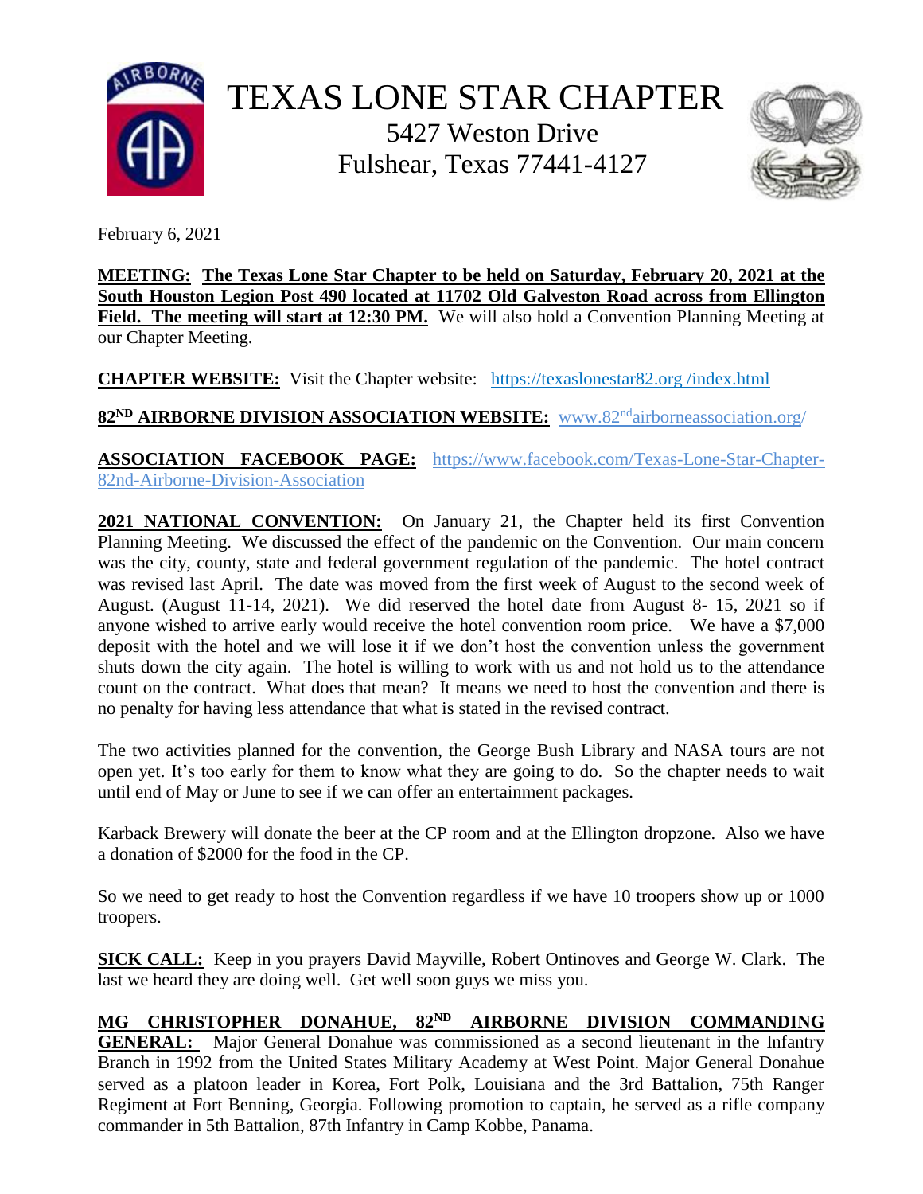# TEXAS LONE STAR CHAPTER

5427 Weston Drive
Fulshear, Texas 77441-4127

February 6, 2021

**MEETING: The Texas Lone Star Chapter to be held on Saturday, February 20, 2021 at the South Houston Legion Post 490 located at 11702 Old Galveston Road across from Ellington Field. The meeting will start at 12:30 PM.** We will also hold a Convention Planning Meeting at our Chapter Meeting.

**CHAPTER WEBSITE:** Visit the Chapter website: https://texaslonestar82.org /index.html

**82ND AIRBORNE DIVISION ASSOCIATION WEBSITE:** www.82ndairborneassociation.org/

**ASSOCIATION FACEBOOK PAGE:** https://www.facebook.com/Texas-Lone-Star-Chapter-82nd-Airborne-Division-Association

**2021 NATIONAL CONVENTION:** On January 21, the Chapter held its first Convention Planning Meeting. We discussed the effect of the pandemic on the Convention. Our main concern was the city, county, state and federal government regulation of the pandemic. The hotel contract was revised last April. The date was moved from the first week of August to the second week of August. (August 11-14, 2021). We did reserved the hotel date from August 8- 15, 2021 so if anyone wished to arrive early would receive the hotel convention room price. We have a $7,000 deposit with the hotel and we will lose it if we don't host the convention unless the government shuts down the city again. The hotel is willing to work with us and not hold us to the attendance count on the contract. What does that mean? It means we need to host the convention and there is no penalty for having less attendance that what is stated in the revised contract.

The two activities planned for the convention, the George Bush Library and NASA tours are not open yet. It's too early for them to know what they are going to do. So the chapter needs to wait until end of May or June to see if we can offer an entertainment packages.

Karback Brewery will donate the beer at the CP room and at the Ellington dropzone. Also we have a donation of $2000 for the food in the CP.

So we need to get ready to host the Convention regardless if we have 10 troopers show up or 1000 troopers.

**SICK CALL:** Keep in you prayers David Mayville, Robert Ontinoves and George W. Clark. The last we heard they are doing well. Get well soon guys we miss you.

**MG CHRISTOPHER DONAHUE, 82ND AIRBORNE DIVISION COMMANDING GENERAL:** Major General Donahue was commissioned as a second lieutenant in the Infantry Branch in 1992 from the United States Military Academy at West Point. Major General Donahue served as a platoon leader in Korea, Fort Polk, Louisiana and the 3rd Battalion, 75th Ranger Regiment at Fort Benning, Georgia. Following promotion to captain, he served as a rifle company commander in 5th Battalion, 87th Infantry in Camp Kobbe, Panama.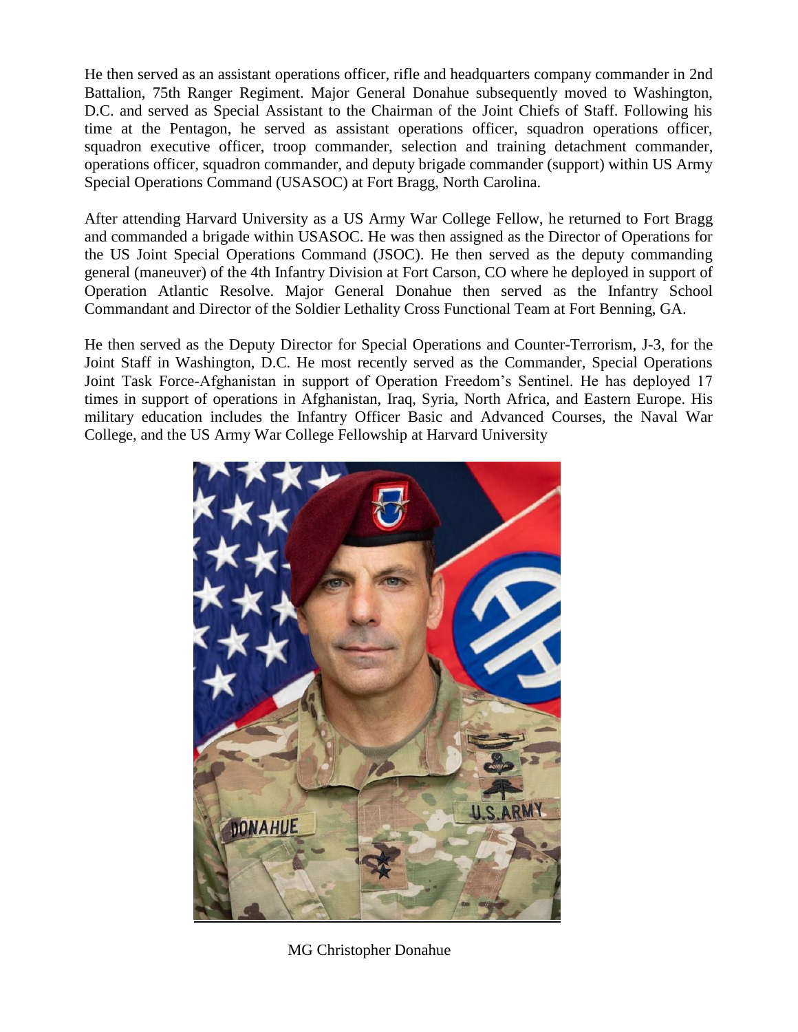He then served as an assistant operations officer, rifle and headquarters company commander in 2nd Battalion, 75th Ranger Regiment. Major General Donahue subsequently moved to Washington, D.C. and served as Special Assistant to the Chairman of the Joint Chiefs of Staff. Following his time at the Pentagon, he served as assistant operations officer, squadron operations officer, squadron executive officer, troop commander, selection and training detachment commander, operations officer, squadron commander, and deputy brigade commander (support) within US Army Special Operations Command (USASOC) at Fort Bragg, North Carolina.

After attending Harvard University as a US Army War College Fellow, he returned to Fort Bragg and commanded a brigade within USASOC. He was then assigned as the Director of Operations for the US Joint Special Operations Command (JSOC). He then served as the deputy commanding general (maneuver) of the 4th Infantry Division at Fort Carson, CO where he deployed in support of Operation Atlantic Resolve. Major General Donahue then served as the Infantry School Commandant and Director of the Soldier Lethality Cross Functional Team at Fort Benning, GA.

He then served as the Deputy Director for Special Operations and Counter-Terrorism, J-3, for the Joint Staff in Washington, D.C. He most recently served as the Commander, Special Operations Joint Task Force-Afghanistan in support of Operation Freedom's Sentinel. He has deployed 17 times in support of operations in Afghanistan, Iraq, Syria, North Africa, and Eastern Europe. His military education includes the Infantry Officer Basic and Advanced Courses, the Naval War College, and the US Army War College Fellowship at Harvard University

MG Christopher Donahue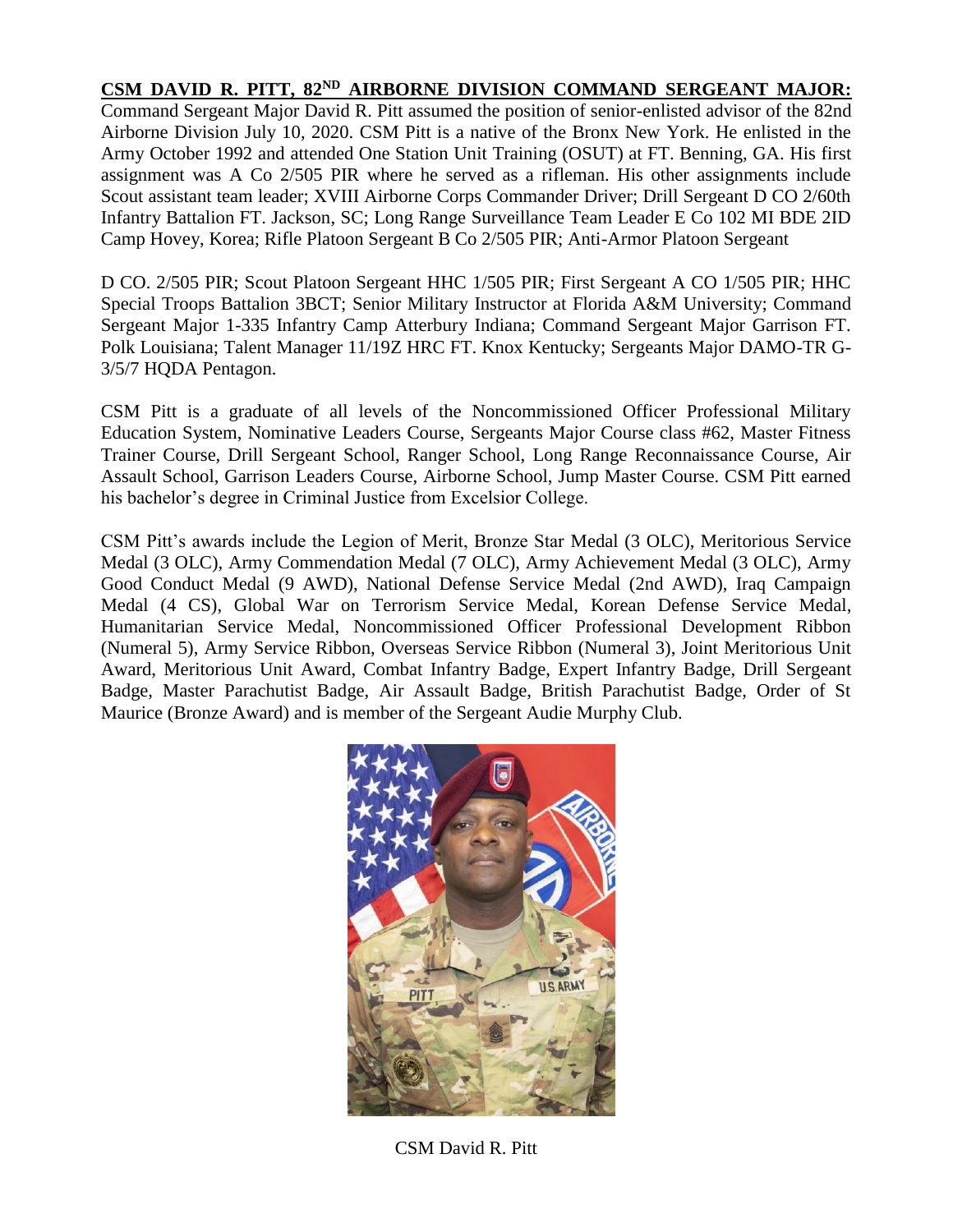**CSM DAVID R. PITT, 82ND AIRBORNE DIVISION COMMAND SERGEANT MAJOR:** Command Sergeant Major David R. Pitt assumed the position of senior-enlisted advisor of the 82nd Airborne Division July 10, 2020. CSM Pitt is a native of the Bronx New York. He enlisted in the Army October 1992 and attended One Station Unit Training (OSUT) at FT. Benning, GA. His first assignment was A Co 2/505 PIR where he served as a rifleman. His other assignments include Scout assistant team leader; XVIII Airborne Corps Commander Driver; Drill Sergeant D CO 2/60th Infantry Battalion FT. Jackson, SC; Long Range Surveillance Team Leader E Co 102 MI BDE 2ID Camp Hovey, Korea; Rifle Platoon Sergeant B Co 2/505 PIR; Anti-Armor Platoon Sergeant

D CO. 2/505 PIR; Scout Platoon Sergeant HHC 1/505 PIR; First Sergeant A CO 1/505 PIR; HHC Special Troops Battalion 3BCT; Senior Military Instructor at Florida A&M University; Command Sergeant Major 1-335 Infantry Camp Atterbury Indiana; Command Sergeant Major Garrison FT. Polk Louisiana; Talent Manager 11/19Z HRC FT. Knox Kentucky; Sergeants Major DAMO-TR G-3/5/7 HQDA Pentagon.

CSM Pitt is a graduate of all levels of the Noncommissioned Officer Professional Military Education System, Nominative Leaders Course, Sergeants Major Course class #62, Master Fitness Trainer Course, Drill Sergeant School, Ranger School, Long Range Reconnaissance Course, Air Assault School, Garrison Leaders Course, Airborne School, Jump Master Course. CSM Pitt earned his bachelor's degree in Criminal Justice from Excelsior College.

CSM Pitt's awards include the Legion of Merit, Bronze Star Medal (3 OLC), Meritorious Service Medal (3 OLC), Army Commendation Medal (7 OLC), Army Achievement Medal (3 OLC), Army Good Conduct Medal (9 AWD), National Defense Service Medal (2nd AWD), Iraq Campaign Medal (4 CS), Global War on Terrorism Service Medal, Korean Defense Service Medal, Humanitarian Service Medal, Noncommissioned Officer Professional Development Ribbon (Numeral 5), Army Service Ribbon, Overseas Service Ribbon (Numeral 3), Joint Meritorious Unit Award, Meritorious Unit Award, Combat Infantry Badge, Expert Infantry Badge, Drill Sergeant Badge, Master Parachutist Badge, Air Assault Badge, British Parachutist Badge, Order of St Maurice (Bronze Award) and is member of the Sergeant Audie Murphy Club.

CSM David R. Pitt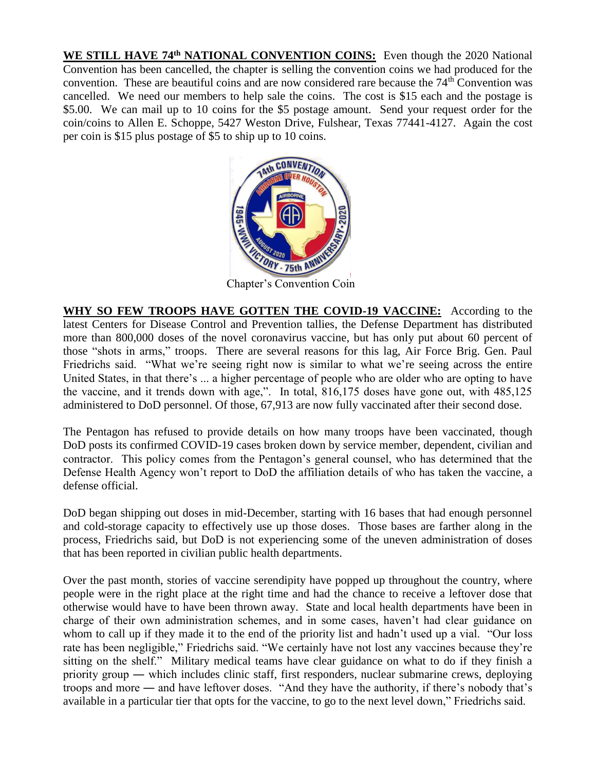**WE STILL HAVE 74th NATIONAL CONVENTION COINS:** Even though the 2020 National Convention has been cancelled, the chapter is selling the convention coins we had produced for the convention. These are beautiful coins and are now considered rare because the 74th Convention was cancelled. We need our members to help sale the coins. The cost is $15 each and the postage is $5.00. We can mail up to 10 coins for the $5 postage amount. Send your request order for the coin/coins to Allen E. Schoppe, 5427 Weston Drive, Fulshear, Texas 77441-4127. Again the cost per coin is $15 plus postage of $5 to ship up to 10 coins.

Chapter's Convention Coin

**WHY SO FEW TROOPS HAVE GOTTEN THE COVID-19 VACCINE:** According to the latest Centers for Disease Control and Prevention tallies, the Defense Department has distributed more than 800,000 doses of the novel coronavirus vaccine, but has only put about 60 percent of those "shots in arms," troops. There are several reasons for this lag, Air Force Brig. Gen. Paul Friedrichs said. "What we're seeing right now is similar to what we're seeing across the entire United States, in that there's ... a higher percentage of people who are older who are opting to have the vaccine, and it trends down with age,". In total, 816,175 doses have gone out, with 485,125 administered to DoD personnel. Of those, 67,913 are now fully vaccinated after their second dose.

The Pentagon has refused to provide details on how many troops have been vaccinated, though DoD posts its confirmed COVID-19 cases broken down by service member, dependent, civilian and contractor. This policy comes from the Pentagon's general counsel, who has determined that the Defense Health Agency won't report to DoD the affiliation details of who has taken the vaccine, a defense official.

DoD began shipping out doses in mid-December, starting with 16 bases that had enough personnel and cold-storage capacity to effectively use up those doses. Those bases are farther along in the process, Friedrichs said, but DoD is not experiencing some of the uneven administration of doses that has been reported in civilian public health departments.

Over the past month, stories of vaccine serendipity have popped up throughout the country, where people were in the right place at the right time and had the chance to receive a leftover dose that otherwise would have to have been thrown away. State and local health departments have been in charge of their own administration schemes, and in some cases, haven't had clear guidance on whom to call up if they made it to the end of the priority list and hadn't used up a vial. "Our loss rate has been negligible," Friedrichs said. "We certainly have not lost any vaccines because they're sitting on the shelf." Military medical teams have clear guidance on what to do if they finish a priority group — which includes clinic staff, first responders, nuclear submarine crews, deploying troops and more — and have leftover doses. "And they have the authority, if there's nobody that's available in a particular tier that opts for the vaccine, to go to the next level down," Friedrichs said.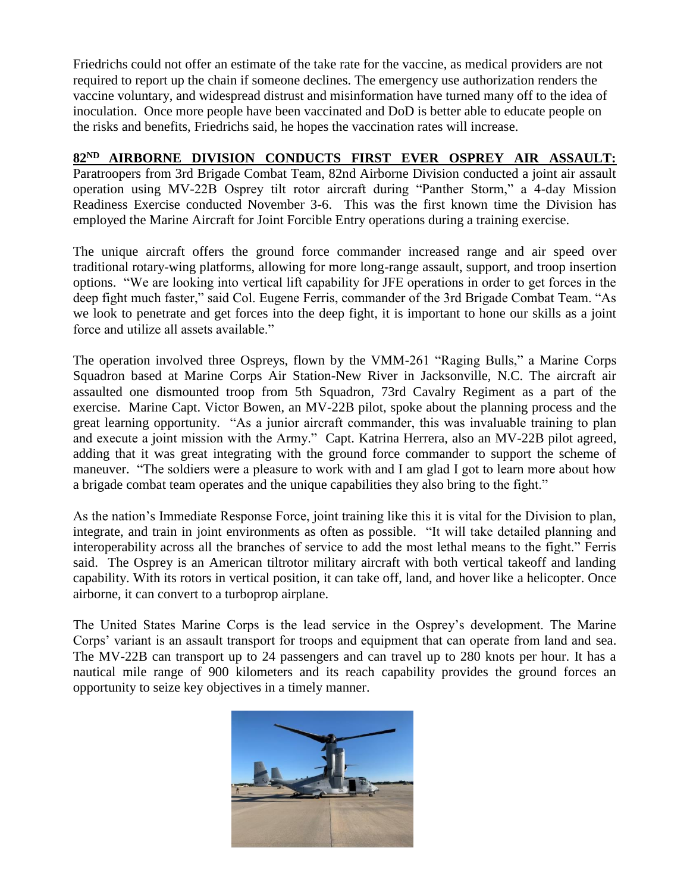Friedrichs could not offer an estimate of the take rate for the vaccine, as medical providers are not required to report up the chain if someone declines. The emergency use authorization renders the vaccine voluntary, and widespread distrust and misinformation have turned many off to the idea of inoculation. Once more people have been vaccinated and DoD is better able to educate people on the risks and benefits, Friedrichs said, he hopes the vaccination rates will increase.

**82ND AIRBORNE DIVISION CONDUCTS FIRST EVER OSPREY AIR ASSAULT:** Paratroopers from 3rd Brigade Combat Team, 82nd Airborne Division conducted a joint air assault operation using MV-22B Osprey tilt rotor aircraft during "Panther Storm," a 4-day Mission Readiness Exercise conducted November 3-6. This was the first known time the Division has employed the Marine Aircraft for Joint Forcible Entry operations during a training exercise.

The unique aircraft offers the ground force commander increased range and air speed over traditional rotary-wing platforms, allowing for more long-range assault, support, and troop insertion options. "We are looking into vertical lift capability for JFE operations in order to get forces in the deep fight much faster," said Col. Eugene Ferris, commander of the 3rd Brigade Combat Team. "As we look to penetrate and get forces into the deep fight, it is important to hone our skills as a joint force and utilize all assets available."

The operation involved three Ospreys, flown by the VMM-261 "Raging Bulls," a Marine Corps Squadron based at Marine Corps Air Station-New River in Jacksonville, N.C. The aircraft air assaulted one dismounted troop from 5th Squadron, 73rd Cavalry Regiment as a part of the exercise. Marine Capt. Victor Bowen, an MV-22B pilot, spoke about the planning process and the great learning opportunity. "As a junior aircraft commander, this was invaluable training to plan and execute a joint mission with the Army." Capt. Katrina Herrera, also an MV-22B pilot agreed, adding that it was great integrating with the ground force commander to support the scheme of maneuver. "The soldiers were a pleasure to work with and I am glad I got to learn more about how a brigade combat team operates and the unique capabilities they also bring to the fight."

As the nation's Immediate Response Force, joint training like this it is vital for the Division to plan, integrate, and train in joint environments as often as possible. "It will take detailed planning and interoperability across all the branches of service to add the most lethal means to the fight." Ferris said. The Osprey is an American tiltrotor military aircraft with both vertical takeoff and landing capability. With its rotors in vertical position, it can take off, land, and hover like a helicopter. Once airborne, it can convert to a turboprop airplane.

The United States Marine Corps is the lead service in the Osprey's development. The Marine Corps' variant is an assault transport for troops and equipment that can operate from land and sea. The MV-22B can transport up to 24 passengers and can travel up to 280 knots per hour. It has a nautical mile range of 900 kilometers and its reach capability provides the ground forces an opportunity to seize key objectives in a timely manner.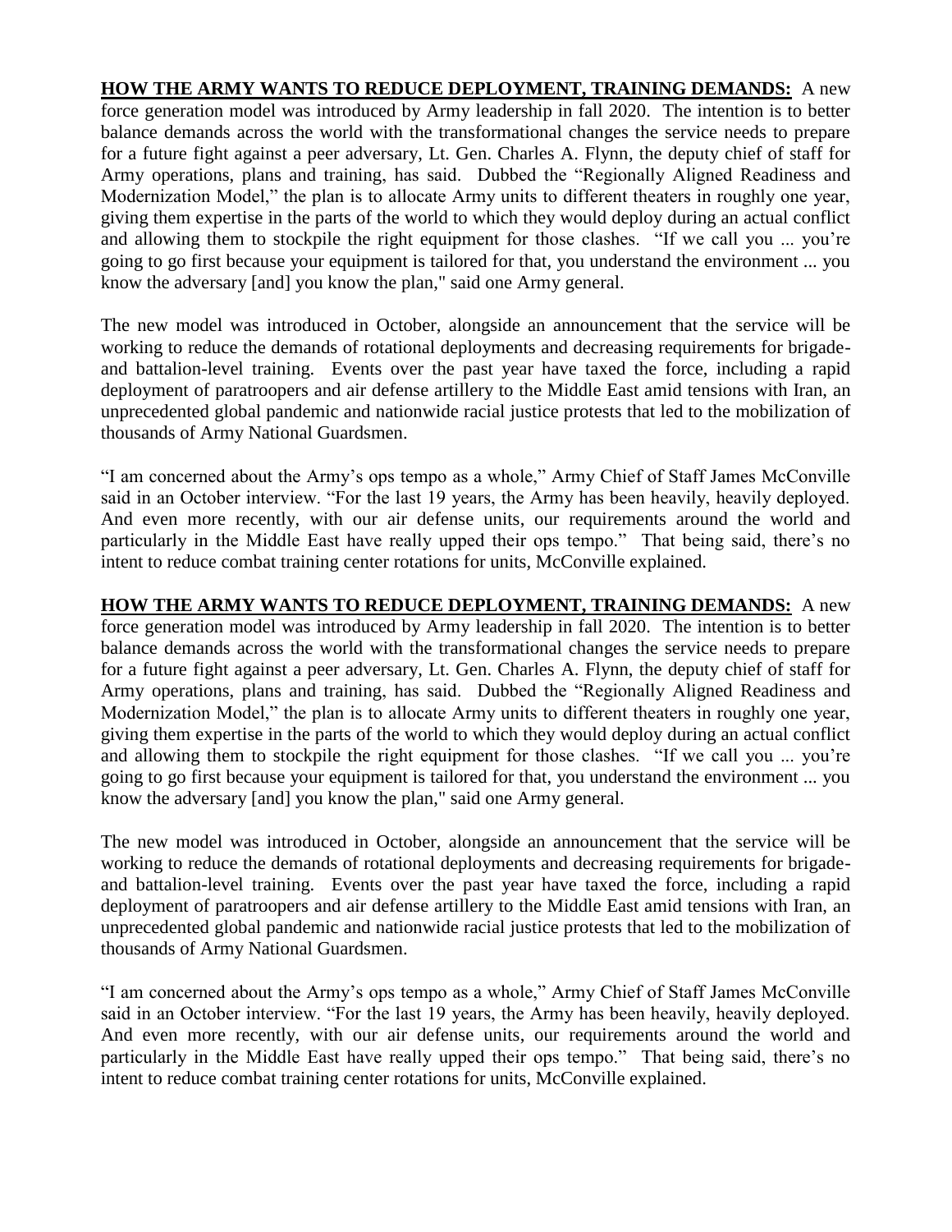**HOW THE ARMY WANTS TO REDUCE DEPLOYMENT, TRAINING DEMANDS:** A new force generation model was introduced by Army leadership in fall 2020. The intention is to better balance demands across the world with the transformational changes the service needs to prepare for a future fight against a peer adversary, Lt. Gen. Charles A. Flynn, the deputy chief of staff for Army operations, plans and training, has said. Dubbed the "Regionally Aligned Readiness and Modernization Model," the plan is to allocate Army units to different theaters in roughly one year, giving them expertise in the parts of the world to which they would deploy during an actual conflict and allowing them to stockpile the right equipment for those clashes. "If we call you ... you're going to go first because your equipment is tailored for that, you understand the environment ... you know the adversary [and] you know the plan," said one Army general.

The new model was introduced in October, alongside an announcement that the service will be working to reduce the demands of rotational deployments and decreasing requirements for brigade- and battalion-level training. Events over the past year have taxed the force, including a rapid deployment of paratroopers and air defense artillery to the Middle East amid tensions with Iran, an unprecedented global pandemic and nationwide racial justice protests that led to the mobilization of thousands of Army National Guardsmen.

"I am concerned about the Army's ops tempo as a whole," Army Chief of Staff James McConville said in an October interview. "For the last 19 years, the Army has been heavily, heavily deployed. And even more recently, with our air defense units, our requirements around the world and particularly in the Middle East have really upped their ops tempo." That being said, there's no intent to reduce combat training center rotations for units, McConville explained.

**HOW THE ARMY WANTS TO REDUCE DEPLOYMENT, TRAINING DEMANDS:** A new force generation model was introduced by Army leadership in fall 2020. The intention is to better balance demands across the world with the transformational changes the service needs to prepare for a future fight against a peer adversary, Lt. Gen. Charles A. Flynn, the deputy chief of staff for Army operations, plans and training, has said. Dubbed the "Regionally Aligned Readiness and Modernization Model," the plan is to allocate Army units to different theaters in roughly one year, giving them expertise in the parts of the world to which they would deploy during an actual conflict and allowing them to stockpile the right equipment for those clashes. "If we call you ... you're going to go first because your equipment is tailored for that, you understand the environment ... you know the adversary [and] you know the plan," said one Army general.

The new model was introduced in October, alongside an announcement that the service will be working to reduce the demands of rotational deployments and decreasing requirements for brigade- and battalion-level training. Events over the past year have taxed the force, including a rapid deployment of paratroopers and air defense artillery to the Middle East amid tensions with Iran, an unprecedented global pandemic and nationwide racial justice protests that led to the mobilization of thousands of Army National Guardsmen.

"I am concerned about the Army's ops tempo as a whole," Army Chief of Staff James McConville said in an October interview. "For the last 19 years, the Army has been heavily, heavily deployed. And even more recently, with our air defense units, our requirements around the world and particularly in the Middle East have really upped their ops tempo." That being said, there's no intent to reduce combat training center rotations for units, McConville explained.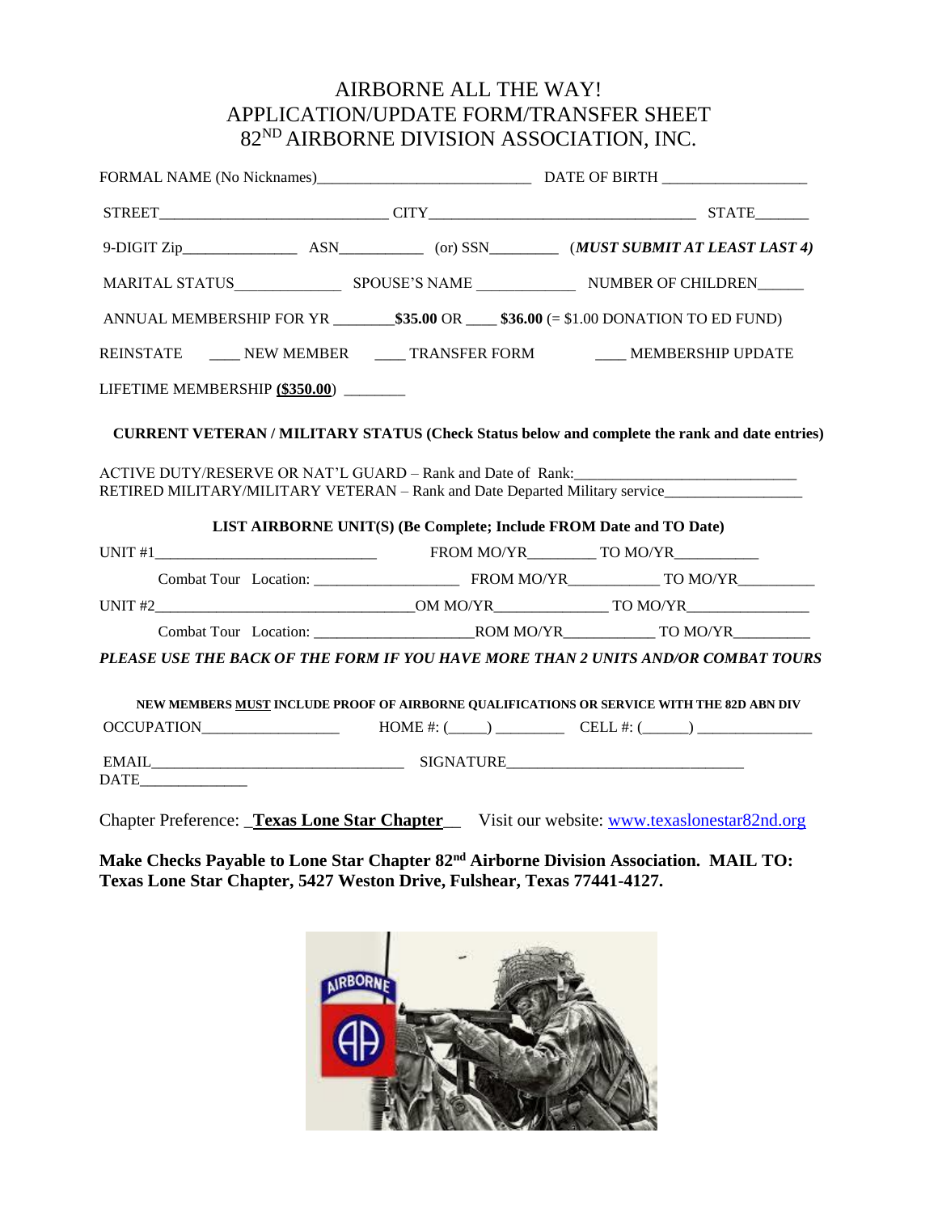# AIRBORNE ALL THE WAY!
# APPLICATION/UPDATE FORM/TRANSFER SHEET
# 82ND AIRBORNE DIVISION ASSOCIATION, INC.

FORMAL NAME (No Nicknames)_____________________________ DATE OF BIRTH ___________________

STREET______________________________ CITY___________________________________ STATE_______

9-DIGIT Zip_______________ ASN___________ (or) SSN_________ (***MUST SUBMIT AT LEAST LAST 4)***

MARITAL STATUS______________ SPOUSE'S NAME _____________ NUMBER OF CHILDREN______

ANNUAL MEMBERSHIP FOR YR ________**$35.00** OR ____ **$36.00** (= $1.00 DONATION TO ED FUND)

REINSTATE ____ NEW MEMBER ____ TRANSFER FORM ____ MEMBERSHIP UPDATE

LIFETIME MEMBERSHIP (**$350.00**) ________

**CURRENT VETERAN / MILITARY STATUS (Check Status below and complete the rank and date entries)**

ACTIVE DUTY/RESERVE OR NAT'L GUARD – Rank and Date of Rank:_____________________________
RETIRED MILITARY/MILITARY VETERAN – Rank and Date Departed Military service__________________

**LIST AIRBORNE UNIT(S) (Be Complete; Include FROM Date and TO Date)**

UNIT #1_____________________________ FROM MO/YR_________ TO MO/YR___________

Combat Tour Location: ___________________ FROM MO/YR____________ TO MO/YR__________

UNIT #2__________________________________OM MO/YR______________ TO MO/YR________________

Combat Tour Location: _____________________ROM MO/YR____________ TO MO/YR__________

***PLEASE USE THE BACK OF THE FORM IF YOU HAVE MORE THAN 2 UNITS AND/OR COMBAT TOURS***

**NEW MEMBERS MUST INCLUDE PROOF OF AIRBORNE QUALIFICATIONS OR SERVICE WITH THE 82D ABN DIV**

OCCUPATION__________________ HOME #: (_____) _________ CELL #: (______) _______________

EMAIL_________________________________ SIGNATURE_______________________________
DATE______________

Chapter Preference: _**Texas Lone Star Chapter**__ Visit our website: www.texaslonestar82nd.org

**Make Checks Payable to Lone Star Chapter 82nd Airborne Division Association. MAIL TO: Texas Lone Star Chapter, 5427 Weston Drive, Fulshear, Texas 77441-4127.**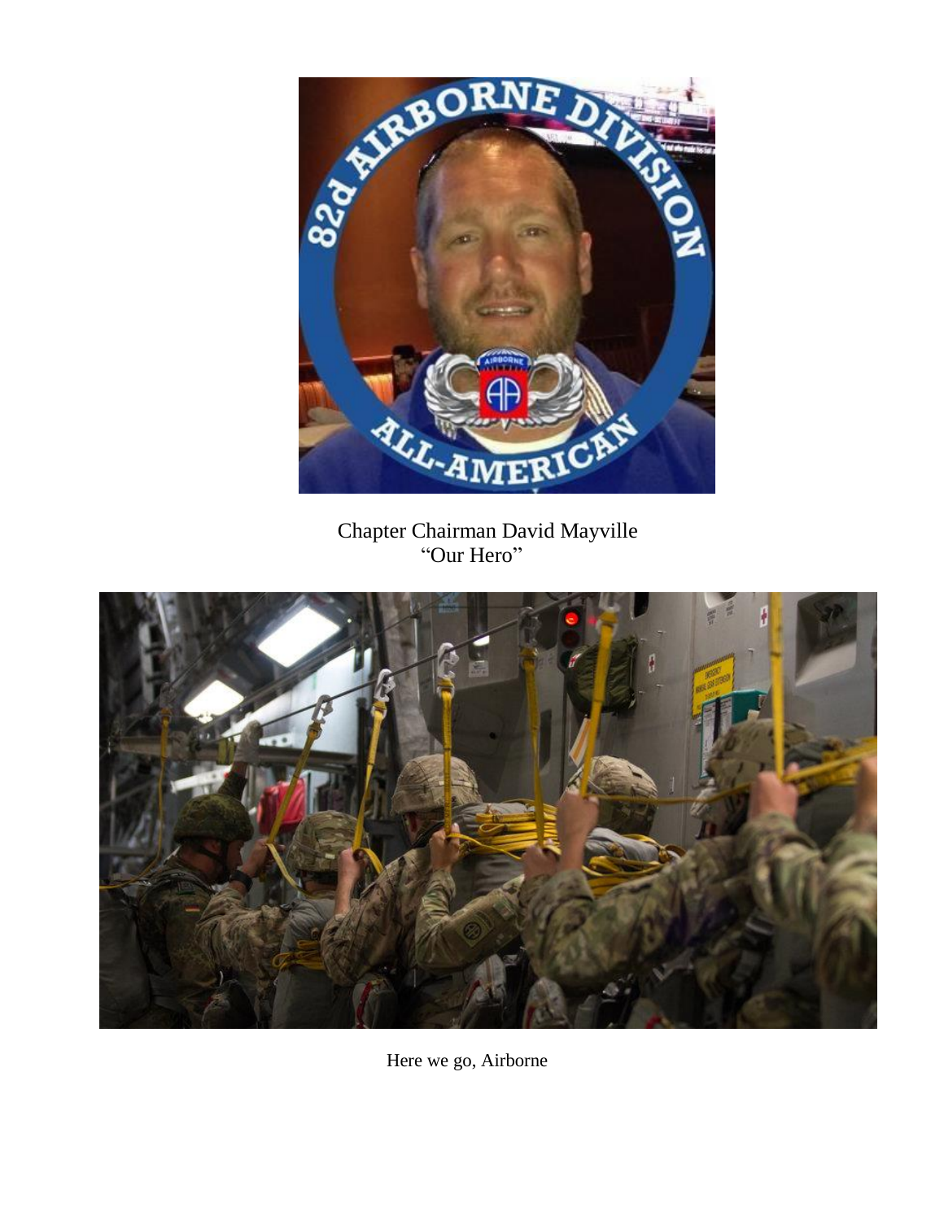Chapter Chairman David Mayville
"Our Hero"

Here we go, Airborne